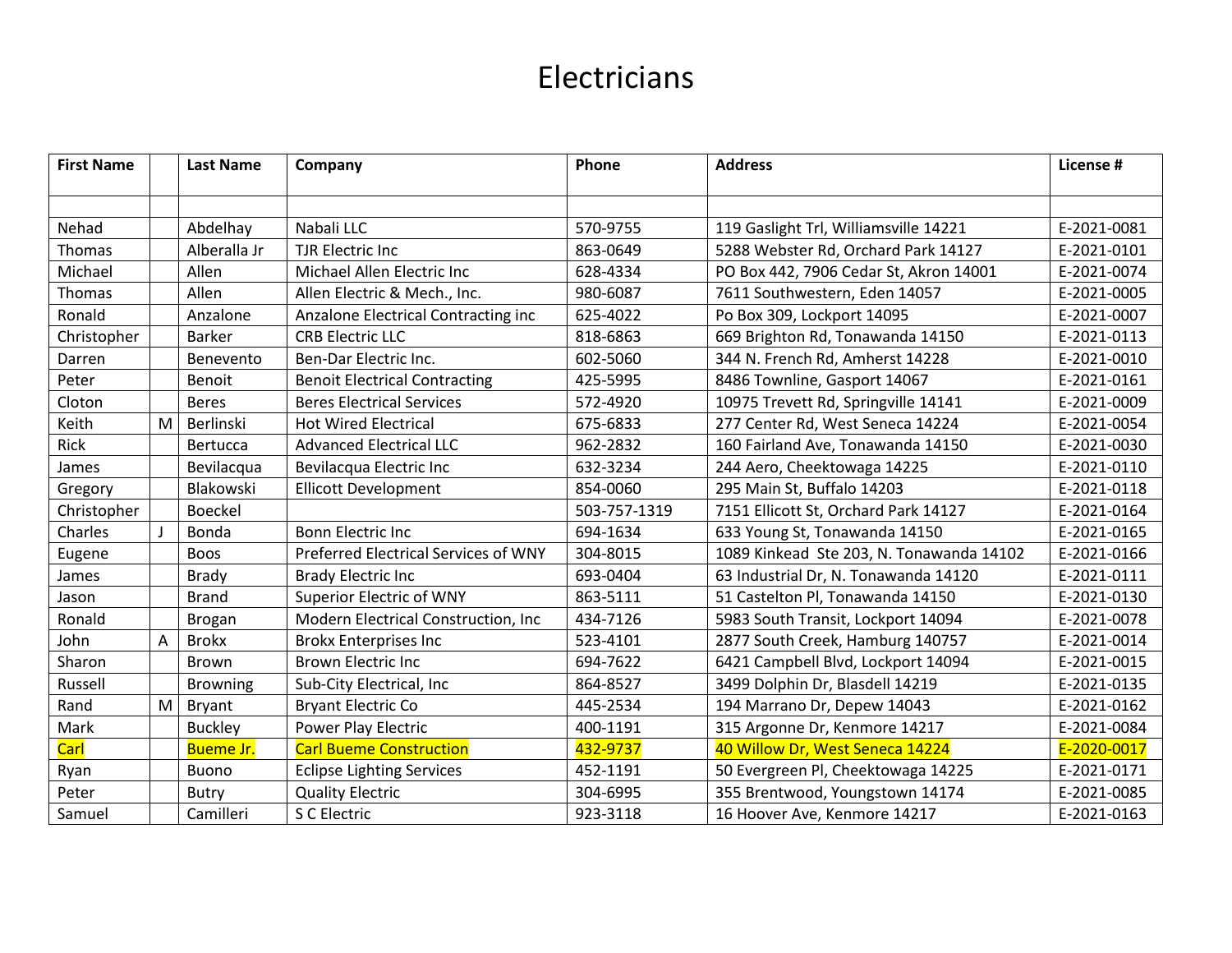# Electricians

| First Name | | Last Name | Company | Phone | Address | License # |
|---|---|---|---|---|---|---|
| | | | | | | |
| Nehad | | Abdelhay | Nabali LLC | 570-9755 | 119 Gaslight Trl, Williamsville 14221 | E-2021-0081 |
| Thomas | | Alberalla Jr | TJR Electric Inc | 863-0649 | 5288 Webster Rd, Orchard Park 14127 | E-2021-0101 |
| Michael | | Allen | Michael Allen Electric Inc | 628-4334 | PO Box 442, 7906 Cedar St, Akron 14001 | E-2021-0074 |
| Thomas | | Allen | Allen Electric & Mech., Inc. | 980-6087 | 7611 Southwestern, Eden 14057 | E-2021-0005 |
| Ronald | | Anzalone | Anzalone Electrical Contracting inc | 625-4022 | Po Box 309, Lockport 14095 | E-2021-0007 |
| Christopher | | Barker | CRB Electric LLC | 818-6863 | 669 Brighton Rd, Tonawanda 14150 | E-2021-0113 |
| Darren | | Benevento | Ben-Dar Electric Inc. | 602-5060 | 344 N. French Rd, Amherst 14228 | E-2021-0010 |
| Peter | | Benoit | Benoit Electrical Contracting | 425-5995 | 8486 Townline, Gasport 14067 | E-2021-0161 |
| Cloton | | Beres | Beres Electrical Services | 572-4920 | 10975 Trevett Rd, Springville 14141 | E-2021-0009 |
| Keith | M | Berlinski | Hot Wired Electrical | 675-6833 | 277 Center Rd, West Seneca 14224 | E-2021-0054 |
| Rick | | Bertucca | Advanced Electrical LLC | 962-2832 | 160 Fairland Ave, Tonawanda 14150 | E-2021-0030 |
| James | | Bevilacqua | Bevilacqua Electric Inc | 632-3234 | 244 Aero, Cheektowaga 14225 | E-2021-0110 |
| Gregory | | Blakowski | Ellicott Development | 854-0060 | 295 Main St, Buffalo 14203 | E-2021-0118 |
| Christopher | | Boeckel | | 503-757-1319 | 7151 Ellicott St, Orchard Park 14127 | E-2021-0164 |
| Charles | J | Bonda | Bonn Electric Inc | 694-1634 | 633 Young St, Tonawanda 14150 | E-2021-0165 |
| Eugene | | Boos | Preferred Electrical Services of WNY | 304-8015 | 1089 Kinkead Ste 203, N. Tonawanda 14102 | E-2021-0166 |
| James | | Brady | Brady Electric Inc | 693-0404 | 63 Industrial Dr, N. Tonawanda 14120 | E-2021-0111 |
| Jason | | Brand | Superior Electric of WNY | 863-5111 | 51 Castelton Pl, Tonawanda 14150 | E-2021-0130 |
| Ronald | | Brogan | Modern Electrical Construction, Inc | 434-7126 | 5983 South Transit, Lockport 14094 | E-2021-0078 |
| John | A | Brokx | Brokx Enterprises Inc | 523-4101 | 2877 South Creek, Hamburg 140757 | E-2021-0014 |
| Sharon | | Brown | Brown Electric Inc | 694-7622 | 6421 Campbell Blvd, Lockport 14094 | E-2021-0015 |
| Russell | | Browning | Sub-City Electrical, Inc | 864-8527 | 3499 Dolphin Dr, Blasdell 14219 | E-2021-0135 |
| Rand | M | Bryant | Bryant Electric Co | 445-2534 | 194 Marrano Dr, Depew 14043 | E-2021-0162 |
| Mark | | Buckley | Power Play Electric | 400-1191 | 315 Argonne Dr, Kenmore 14217 | E-2021-0084 |
| Carl | | Bueme Jr. | Carl Bueme Construction | 432-9737 | 40 Willow Dr, West Seneca 14224 | E-2020-0017 |
| Ryan | | Buono | Eclipse Lighting Services | 452-1191 | 50 Evergreen Pl, Cheektowaga 14225 | E-2021-0171 |
| Peter | | Butry | Quality Electric | 304-6995 | 355 Brentwood, Youngstown 14174 | E-2021-0085 |
| Samuel | | Camilleri | S C Electric | 923-3118 | 16 Hoover Ave, Kenmore 14217 | E-2021-0163 |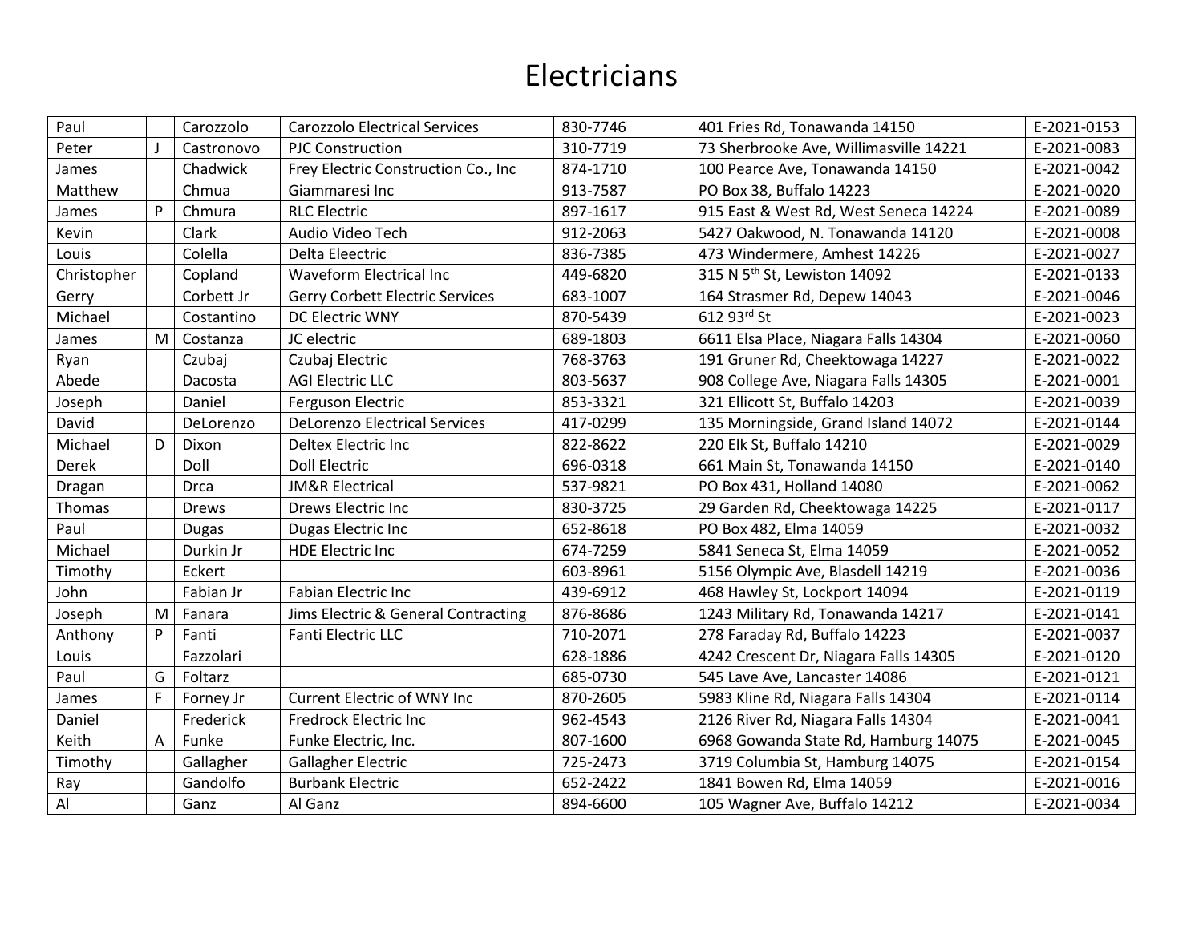# Electricians

| | | | | | | |
|---|---|---|---|---|---|---|
| Paul | | Carozzolo | Carozzolo Electrical Services | 830-7746 | 401 Fries Rd, Tonawanda 14150 | E-2021-0153 |
| Peter | J | Castronovo | PJC Construction | 310-7719 | 73 Sherbrooke Ave, Willimasville 14221 | E-2021-0083 |
| James | | Chadwick | Frey Electric Construction Co., Inc | 874-1710 | 100 Pearce Ave, Tonawanda 14150 | E-2021-0042 |
| Matthew | | Chmua | Giammaresi Inc | 913-7587 | PO Box 38, Buffalo 14223 | E-2021-0020 |
| James | P | Chmura | RLC Electric | 897-1617 | 915 East & West Rd, West Seneca 14224 | E-2021-0089 |
| Kevin | | Clark | Audio Video Tech | 912-2063 | 5427 Oakwood, N. Tonawanda 14120 | E-2021-0008 |
| Louis | | Colella | Delta Eleectric | 836-7385 | 473 Windermere, Amhest 14226 | E-2021-0027 |
| Christopher | | Copland | Waveform Electrical Inc | 449-6820 | 315 N 5th St, Lewiston 14092 | E-2021-0133 |
| Gerry | | Corbett Jr | Gerry Corbett Electric Services | 683-1007 | 164 Strasmer Rd, Depew 14043 | E-2021-0046 |
| Michael | | Costantino | DC Electric WNY | 870-5439 | 612 93rd St | E-2021-0023 |
| James | M | Costanza | JC electric | 689-1803 | 6611 Elsa Place, Niagara Falls 14304 | E-2021-0060 |
| Ryan | | Czubaj | Czubaj Electric | 768-3763 | 191 Gruner Rd, Cheektowaga 14227 | E-2021-0022 |
| Abede | | Dacosta | AGI Electric LLC | 803-5637 | 908 College Ave, Niagara Falls 14305 | E-2021-0001 |
| Joseph | | Daniel | Ferguson Electric | 853-3321 | 321 Ellicott St, Buffalo 14203 | E-2021-0039 |
| David | | DeLorenzo | DeLorenzo Electrical Services | 417-0299 | 135 Morningside, Grand Island 14072 | E-2021-0144 |
| Michael | D | Dixon | Deltex Electric Inc | 822-8622 | 220 Elk St, Buffalo 14210 | E-2021-0029 |
| Derek | | Doll | Doll Electric | 696-0318 | 661 Main St, Tonawanda 14150 | E-2021-0140 |
| Dragan | | Drca | JM&R Electrical | 537-9821 | PO Box 431, Holland 14080 | E-2021-0062 |
| Thomas | | Drews | Drews Electric Inc | 830-3725 | 29 Garden Rd, Cheektowaga 14225 | E-2021-0117 |
| Paul | | Dugas | Dugas Electric Inc | 652-8618 | PO Box 482, Elma 14059 | E-2021-0032 |
| Michael | | Durkin Jr | HDE Electric Inc | 674-7259 | 5841 Seneca St, Elma 14059 | E-2021-0052 |
| Timothy | | Eckert | | 603-8961 | 5156 Olympic Ave, Blasdell 14219 | E-2021-0036 |
| John | | Fabian Jr | Fabian Electric Inc | 439-6912 | 468 Hawley St, Lockport 14094 | E-2021-0119 |
| Joseph | M | Fanara | Jims Electric & General Contracting | 876-8686 | 1243 Military Rd, Tonawanda 14217 | E-2021-0141 |
| Anthony | P | Fanti | Fanti Electric LLC | 710-2071 | 278 Faraday Rd, Buffalo 14223 | E-2021-0037 |
| Louis | | Fazzolari | | 628-1886 | 4242 Crescent Dr, Niagara Falls 14305 | E-2021-0120 |
| Paul | G | Foltarz | | 685-0730 | 545 Lave Ave, Lancaster 14086 | E-2021-0121 |
| James | F | Forney Jr | Current Electric of WNY Inc | 870-2605 | 5983 Kline Rd, Niagara Falls 14304 | E-2021-0114 |
| Daniel | | Frederick | Fredrock Electric Inc | 962-4543 | 2126 River Rd, Niagara Falls 14304 | E-2021-0041 |
| Keith | A | Funke | Funke Electric, Inc. | 807-1600 | 6968 Gowanda State Rd, Hamburg 14075 | E-2021-0045 |
| Timothy | | Gallagher | Gallagher Electric | 725-2473 | 3719 Columbia St, Hamburg 14075 | E-2021-0154 |
| Ray | | Gandolfo | Burbank Electric | 652-2422 | 1841 Bowen Rd, Elma 14059 | E-2021-0016 |
| Al | | Ganz | Al Ganz | 894-6600 | 105 Wagner Ave, Buffalo 14212 | E-2021-0034 |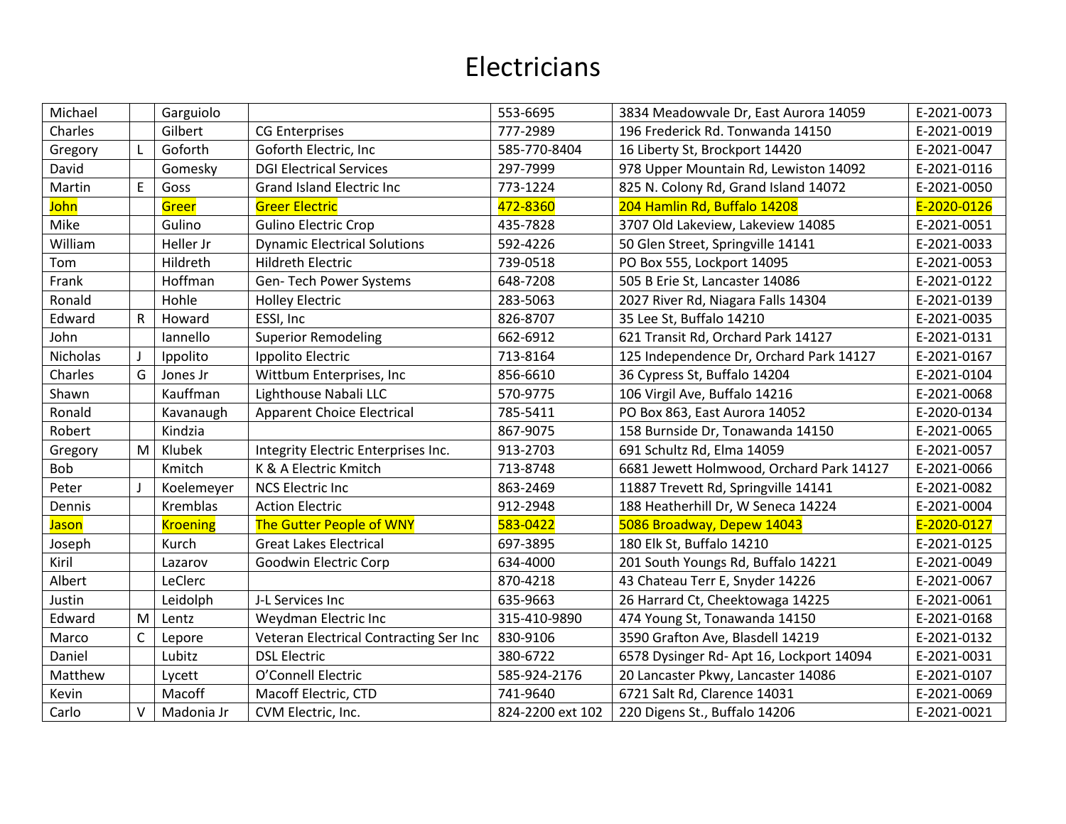# Electricians

| | | | | | | |
|---|---|---|---|---|---|---|
| Michael | | Garguiolo | | 553-6695 | 3834 Meadowvale Dr, East Aurora 14059 | E-2021-0073 |
| Charles | | Gilbert | CG Enterprises | 777-2989 | 196 Frederick Rd. Tonwanda 14150 | E-2021-0019 |
| Gregory | L | Goforth | Goforth Electric, Inc | 585-770-8404 | 16 Liberty St, Brockport 14420 | E-2021-0047 |
| David | | Gomesky | DGI Electrical Services | 297-7999 | 978 Upper Mountain Rd, Lewiston 14092 | E-2021-0116 |
| Martin | E | Goss | Grand Island Electric Inc | 773-1224 | 825 N. Colony Rd, Grand Island 14072 | E-2021-0050 |
| John | | Greer | Greer Electric | 472-8360 | 204 Hamlin Rd, Buffalo 14208 | E-2020-0126 |
| Mike | | Gulino | Gulino Electric Crop | 435-7828 | 3707 Old Lakeview, Lakeview 14085 | E-2021-0051 |
| William | | Heller Jr | Dynamic Electrical Solutions | 592-4226 | 50 Glen Street, Springville 14141 | E-2021-0033 |
| Tom | | Hildreth | Hildreth Electric | 739-0518 | PO Box 555, Lockport 14095 | E-2021-0053 |
| Frank | | Hoffman | Gen- Tech Power Systems | 648-7208 | 505 B Erie St, Lancaster 14086 | E-2021-0122 |
| Ronald | | Hohle | Holley Electric | 283-5063 | 2027 River Rd, Niagara Falls 14304 | E-2021-0139 |
| Edward | R | Howard | ESSI, Inc | 826-8707 | 35 Lee St, Buffalo 14210 | E-2021-0035 |
| John | | Iannello | Superior Remodeling | 662-6912 | 621 Transit Rd, Orchard Park 14127 | E-2021-0131 |
| Nicholas | J | Ippolito | Ippolito Electric | 713-8164 | 125 Independence Dr, Orchard Park 14127 | E-2021-0167 |
| Charles | G | Jones Jr | Wittbum Enterprises, Inc | 856-6610 | 36 Cypress St, Buffalo 14204 | E-2021-0104 |
| Shawn | | Kauffman | Lighthouse Nabali LLC | 570-9775 | 106 Virgil Ave, Buffalo 14216 | E-2021-0068 |
| Ronald | | Kavanaugh | Apparent Choice Electrical | 785-5411 | PO Box 863, East Aurora 14052 | E-2020-0134 |
| Robert | | Kindzia | | 867-9075 | 158 Burnside Dr, Tonawanda 14150 | E-2021-0065 |
| Gregory | M | Klubek | Integrity Electric Enterprises Inc. | 913-2703 | 691 Schultz Rd, Elma 14059 | E-2021-0057 |
| Bob | | Kmitch | K & A Electric Kmitch | 713-8748 | 6681 Jewett Holmwood, Orchard Park 14127 | E-2021-0066 |
| Peter | J | Koelemeyer | NCS Electric Inc | 863-2469 | 11887 Trevett Rd, Springville 14141 | E-2021-0082 |
| Dennis | | Kremblas | Action Electric | 912-2948 | 188 Heatherhill Dr, W Seneca 14224 | E-2021-0004 |
| Jason | | Kroening | The Gutter People of WNY | 583-0422 | 5086 Broadway, Depew 14043 | E-2020-0127 |
| Joseph | | Kurch | Great Lakes Electrical | 697-3895 | 180 Elk St, Buffalo 14210 | E-2021-0125 |
| Kiril | | Lazarov | Goodwin Electric Corp | 634-4000 | 201 South Youngs Rd, Buffalo 14221 | E-2021-0049 |
| Albert | | LeClerc | | 870-4218 | 43 Chateau Terr E, Snyder 14226 | E-2021-0067 |
| Justin | | Leidolph | J-L Services Inc | 635-9663 | 26 Harrard Ct, Cheektowaga 14225 | E-2021-0061 |
| Edward | M | Lentz | Weydman Electric Inc | 315-410-9890 | 474 Young St, Tonawanda 14150 | E-2021-0168 |
| Marco | C | Lepore | Veteran Electrical Contracting Ser Inc | 830-9106 | 3590 Grafton Ave, Blasdell 14219 | E-2021-0132 |
| Daniel | | Lubitz | DSL Electric | 380-6722 | 6578 Dysinger Rd- Apt 16, Lockport 14094 | E-2021-0031 |
| Matthew | | Lycett | O'Connell Electric | 585-924-2176 | 20 Lancaster Pkwy, Lancaster 14086 | E-2021-0107 |
| Kevin | | Macoff | Macoff Electric, CTD | 741-9640 | 6721 Salt Rd, Clarence 14031 | E-2021-0069 |
| Carlo | V | Madonia Jr | CVM Electric, Inc. | 824-2200 ext 102 | 220 Digens St., Buffalo 14206 | E-2021-0021 |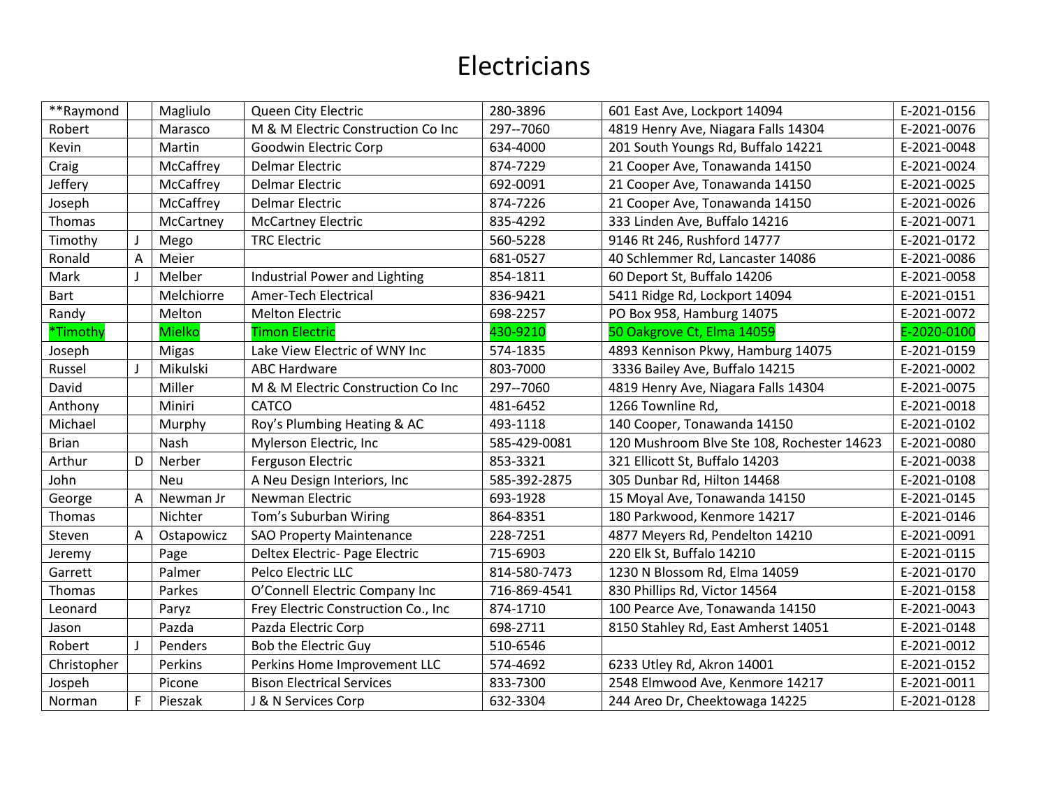# Electricians

| **Raymond | | Magliulo | Queen City Electric | 280-3896 | 601 East Ave, Lockport 14094 | E-2021-0156 |
|---|---|---|---|---|---|---|
| Robert | | Marasco | M & M Electric Construction Co Inc | 297--7060 | 4819 Henry Ave, Niagara Falls 14304 | E-2021-0076 |
| Kevin | | Martin | Goodwin Electric Corp | 634-4000 | 201 South Youngs Rd, Buffalo 14221 | E-2021-0048 |
| Craig | | McCaffrey | Delmar Electric | 874-7229 | 21 Cooper Ave, Tonawanda 14150 | E-2021-0024 |
| Jeffery | | McCaffrey | Delmar Electric | 692-0091 | 21 Cooper Ave, Tonawanda 14150 | E-2021-0025 |
| Joseph | | McCaffrey | Delmar Electric | 874-7226 | 21 Cooper Ave, Tonawanda 14150 | E-2021-0026 |
| Thomas | | McCartney | McCartney Electric | 835-4292 | 333 Linden Ave, Buffalo 14216 | E-2021-0071 |
| Timothy | J | Mego | TRC Electric | 560-5228 | 9146 Rt 246, Rushford 14777 | E-2021-0172 |
| Ronald | A | Meier | | 681-0527 | 40 Schlemmer Rd, Lancaster 14086 | E-2021-0086 |
| Mark | J | Melber | Industrial Power and Lighting | 854-1811 | 60 Deport St, Buffalo 14206 | E-2021-0058 |
| Bart | | Melchiorre | Amer-Tech Electrical | 836-9421 | 5411 Ridge Rd, Lockport 14094 | E-2021-0151 |
| Randy | | Melton | Melton Electric | 698-2257 | PO Box 958, Hamburg 14075 | E-2021-0072 |
| *Timothy | | Mielko | Timon Electric | 430-9210 | 50 Oakgrove Ct, Elma 14059 | E-2020-0100 |
| Joseph | | Migas | Lake View Electric of WNY Inc | 574-1835 | 4893 Kennison Pkwy, Hamburg 14075 | E-2021-0159 |
| Russel | J | Mikulski | ABC Hardware | 803-7000 | 3336 Bailey Ave, Buffalo 14215 | E-2021-0002 |
| David | | Miller | M & M Electric Construction Co Inc | 297--7060 | 4819 Henry Ave, Niagara Falls 14304 | E-2021-0075 |
| Anthony | | Miniri | CATCO | 481-6452 | 1266 Townline Rd, | E-2021-0018 |
| Michael | | Murphy | Roy's Plumbing Heating & AC | 493-1118 | 140 Cooper, Tonawanda 14150 | E-2021-0102 |
| Brian | | Nash | Mylerson Electric, Inc | 585-429-0081 | 120 Mushroom Blve Ste 108, Rochester 14623 | E-2021-0080 |
| Arthur | D | Nerber | Ferguson Electric | 853-3321 | 321 Ellicott St, Buffalo 14203 | E-2021-0038 |
| John | | Neu | A Neu Design Interiors, Inc | 585-392-2875 | 305 Dunbar Rd, Hilton 14468 | E-2021-0108 |
| George | A | Newman Jr | Newman Electric | 693-1928 | 15 Moyal Ave, Tonawanda 14150 | E-2021-0145 |
| Thomas | | Nichter | Tom's Suburban Wiring | 864-8351 | 180 Parkwood, Kenmore 14217 | E-2021-0146 |
| Steven | A | Ostapowicz | SAO Property Maintenance | 228-7251 | 4877 Meyers Rd, Pendelton 14210 | E-2021-0091 |
| Jeremy | | Page | Deltex Electric- Page Electric | 715-6903 | 220 Elk St, Buffalo 14210 | E-2021-0115 |
| Garrett | | Palmer | Pelco Electric LLC | 814-580-7473 | 1230 N Blossom Rd, Elma 14059 | E-2021-0170 |
| Thomas | | Parkes | O'Connell Electric Company Inc | 716-869-4541 | 830 Phillips Rd, Victor 14564 | E-2021-0158 |
| Leonard | | Paryz | Frey Electric Construction Co., Inc | 874-1710 | 100 Pearce Ave, Tonawanda 14150 | E-2021-0043 |
| Jason | | Pazda | Pazda Electric Corp | 698-2711 | 8150 Stahley Rd, East Amherst 14051 | E-2021-0148 |
| Robert | J | Penders | Bob the Electric Guy | 510-6546 | | E-2021-0012 |
| Christopher | | Perkins | Perkins Home Improvement LLC | 574-4692 | 6233 Utley Rd, Akron 14001 | E-2021-0152 |
| Jospeh | | Picone | Bison Electrical Services | 833-7300 | 2548 Elmwood Ave, Kenmore 14217 | E-2021-0011 |
| Norman | F | Pieszak | J & N Services Corp | 632-3304 | 244 Areo Dr, Cheektowaga 14225 | E-2021-0128 |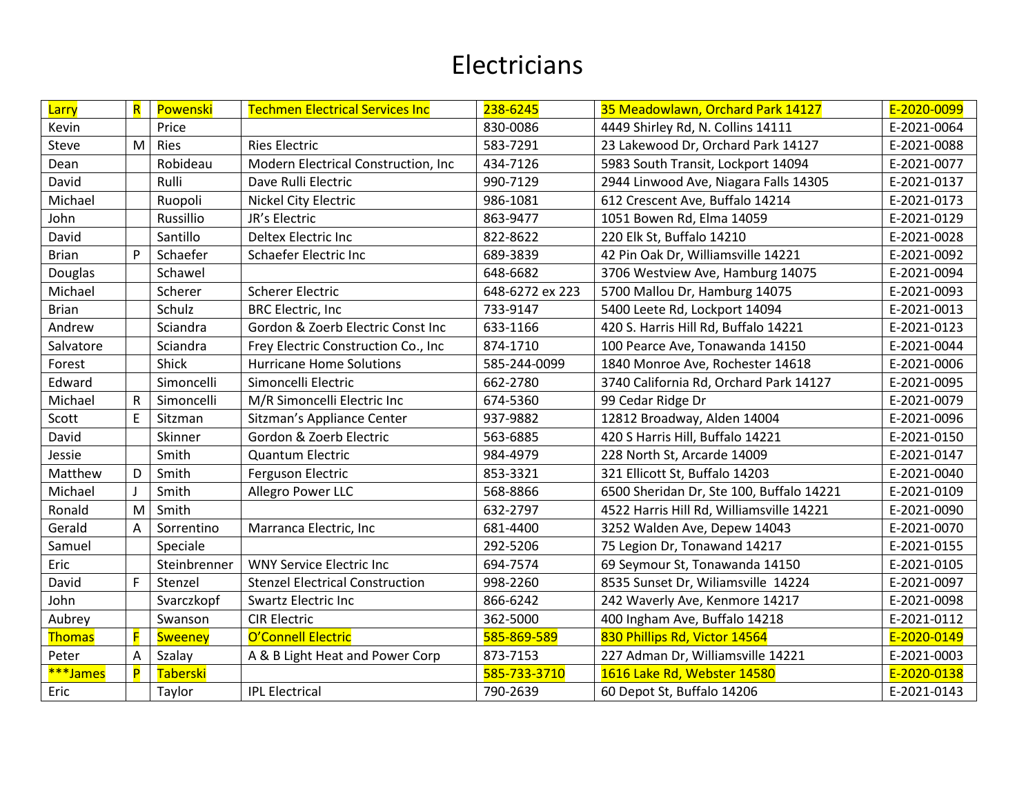# Electricians

| | | | | | | |
|---|---|---|---|---|---|---|
| Larry | R | Powenski | Techmen Electrical Services Inc | 238-6245 | 35 Meadowlawn, Orchard Park 14127 | E-2020-0099 |
| Kevin | | Price | | 830-0086 | 4449 Shirley Rd, N. Collins 14111 | E-2021-0064 |
| Steve | M | Ries | Ries Electric | 583-7291 | 23 Lakewood Dr, Orchard Park 14127 | E-2021-0088 |
| Dean | | Robideau | Modern Electrical Construction, Inc | 434-7126 | 5983 South Transit, Lockport 14094 | E-2021-0077 |
| David | | Rulli | Dave Rulli Electric | 990-7129 | 2944 Linwood Ave, Niagara Falls 14305 | E-2021-0137 |
| Michael | | Ruopoli | Nickel City Electric | 986-1081 | 612 Crescent Ave, Buffalo 14214 | E-2021-0173 |
| John | | Russillio | JR's Electric | 863-9477 | 1051 Bowen Rd, Elma 14059 | E-2021-0129 |
| David | | Santillo | Deltex Electric Inc | 822-8622 | 220 Elk St, Buffalo 14210 | E-2021-0028 |
| Brian | P | Schaefer | Schaefer Electric Inc | 689-3839 | 42 Pin Oak Dr, Williamsville 14221 | E-2021-0092 |
| Douglas | | Schawel | | 648-6682 | 3706 Westview Ave, Hamburg 14075 | E-2021-0094 |
| Michael | | Scherer | Scherer Electric | 648-6272 ex 223 | 5700 Mallou Dr, Hamburg 14075 | E-2021-0093 |
| Brian | | Schulz | BRC Electric, Inc | 733-9147 | 5400 Leete Rd, Lockport 14094 | E-2021-0013 |
| Andrew | | Sciandra | Gordon & Zoerb Electric Const Inc | 633-1166 | 420 S. Harris Hill Rd, Buffalo 14221 | E-2021-0123 |
| Salvatore | | Sciandra | Frey Electric Construction Co., Inc | 874-1710 | 100 Pearce Ave, Tonawanda 14150 | E-2021-0044 |
| Forest | | Shick | Hurricane Home Solutions | 585-244-0099 | 1840 Monroe Ave, Rochester 14618 | E-2021-0006 |
| Edward | | Simoncelli | Simoncelli Electric | 662-2780 | 3740 California Rd, Orchard Park 14127 | E-2021-0095 |
| Michael | R | Simoncelli | M/R Simoncelli Electric Inc | 674-5360 | 99 Cedar Ridge Dr | E-2021-0079 |
| Scott | E | Sitzman | Sitzman's Appliance Center | 937-9882 | 12812 Broadway, Alden 14004 | E-2021-0096 |
| David | | Skinner | Gordon & Zoerb Electric | 563-6885 | 420 S Harris Hill, Buffalo 14221 | E-2021-0150 |
| Jessie | | Smith | Quantum Electric | 984-4979 | 228 North St, Arcarde 14009 | E-2021-0147 |
| Matthew | D | Smith | Ferguson Electric | 853-3321 | 321 Ellicott St, Buffalo 14203 | E-2021-0040 |
| Michael | J | Smith | Allegro Power LLC | 568-8866 | 6500 Sheridan Dr, Ste 100, Buffalo 14221 | E-2021-0109 |
| Ronald | M | Smith | | 632-2797 | 4522 Harris Hill Rd, Williamsville 14221 | E-2021-0090 |
| Gerald | A | Sorrentino | Marranca Electric, Inc | 681-4400 | 3252 Walden Ave, Depew 14043 | E-2021-0070 |
| Samuel | | Speciale | | 292-5206 | 75 Legion Dr, Tonawand 14217 | E-2021-0155 |
| Eric | | Steinbrenner | WNY Service Electric Inc | 694-7574 | 69 Seymour St, Tonawanda 14150 | E-2021-0105 |
| David | F | Stenzel | Stenzel Electrical Construction | 998-2260 | 8535 Sunset Dr, Wiliamsville 14224 | E-2021-0097 |
| John | | Svarczkopf | Swartz Electric Inc | 866-6242 | 242 Waverly Ave, Kenmore 14217 | E-2021-0098 |
| Aubrey | | Swanson | CIR Electric | 362-5000 | 400 Ingham Ave, Buffalo 14218 | E-2021-0112 |
| Thomas | F | Sweeney | O'Connell Electric | 585-869-589 | 830 Phillips Rd, Victor 14564 | E-2020-0149 |
| Peter | A | Szalay | A & B Light Heat and Power Corp | 873-7153 | 227 Adman Dr, Williamsville 14221 | E-2021-0003 |
| ***James | P | Taberski | | 585-733-3710 | 1616 Lake Rd, Webster 14580 | E-2020-0138 |
| Eric | | Taylor | IPL Electrical | 790-2639 | 60 Depot St, Buffalo 14206 | E-2021-0143 |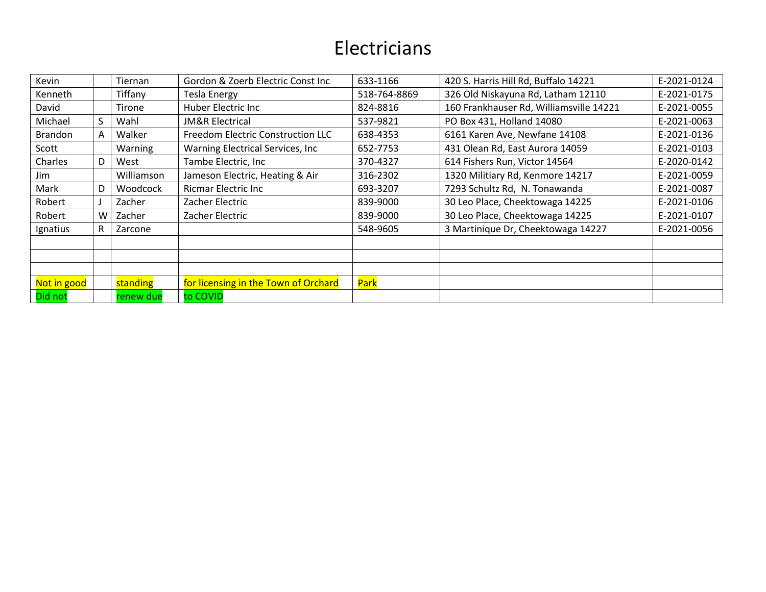# Electricians

| | | | | | | |
|---|---|---|---|---|---|---|
| Kevin | | Tiernan | Gordon & Zoerb Electric Const Inc | 633-1166 | 420 S. Harris Hill Rd, Buffalo 14221 | E-2021-0124 |
| Kenneth | | Tiffany | Tesla Energy | 518-764-8869 | 326 Old Niskayuna Rd, Latham 12110 | E-2021-0175 |
| David | | Tirone | Huber Electric Inc | 824-8816 | 160 Frankhauser Rd, Williamsville 14221 | E-2021-0055 |
| Michael | S | Wahl | JM&R Electrical | 537-9821 | PO Box 431, Holland 14080 | E-2021-0063 |
| Brandon | A | Walker | Freedom Electric Construction LLC | 638-4353 | 6161 Karen Ave, Newfane 14108 | E-2021-0136 |
| Scott | | Warning | Warning Electrical Services, Inc | 652-7753 | 431 Olean Rd, East Aurora 14059 | E-2021-0103 |
| Charles | D | West | Tambe Electric, Inc | 370-4327 | 614 Fishers Run, Victor 14564 | E-2020-0142 |
| Jim | | Williamson | Jameson Electric, Heating & Air | 316-2302 | 1320 Militiary Rd, Kenmore 14217 | E-2021-0059 |
| Mark | D | Woodcock | Ricmar Electric Inc | 693-3207 | 7293 Schultz Rd, N. Tonawanda | E-2021-0087 |
| Robert | J | Zacher | Zacher Electric | 839-9000 | 30 Leo Place, Cheektowaga 14225 | E-2021-0106 |
| Robert | W | Zacher | Zacher Electric | 839-9000 | 30 Leo Place, Cheektowaga 14225 | E-2021-0107 |
| Ignatius | R | Zarcone | | 548-9605 | 3 Martinique Dr, Cheektowaga 14227 | E-2021-0056 |
| | | | | | | |
| | | | | | | |
| | | | | | | |
| Not in good | | standing | for licensing in the Town of Orchard | Park | | |
| Did not | | renew due | to COVID | | | |